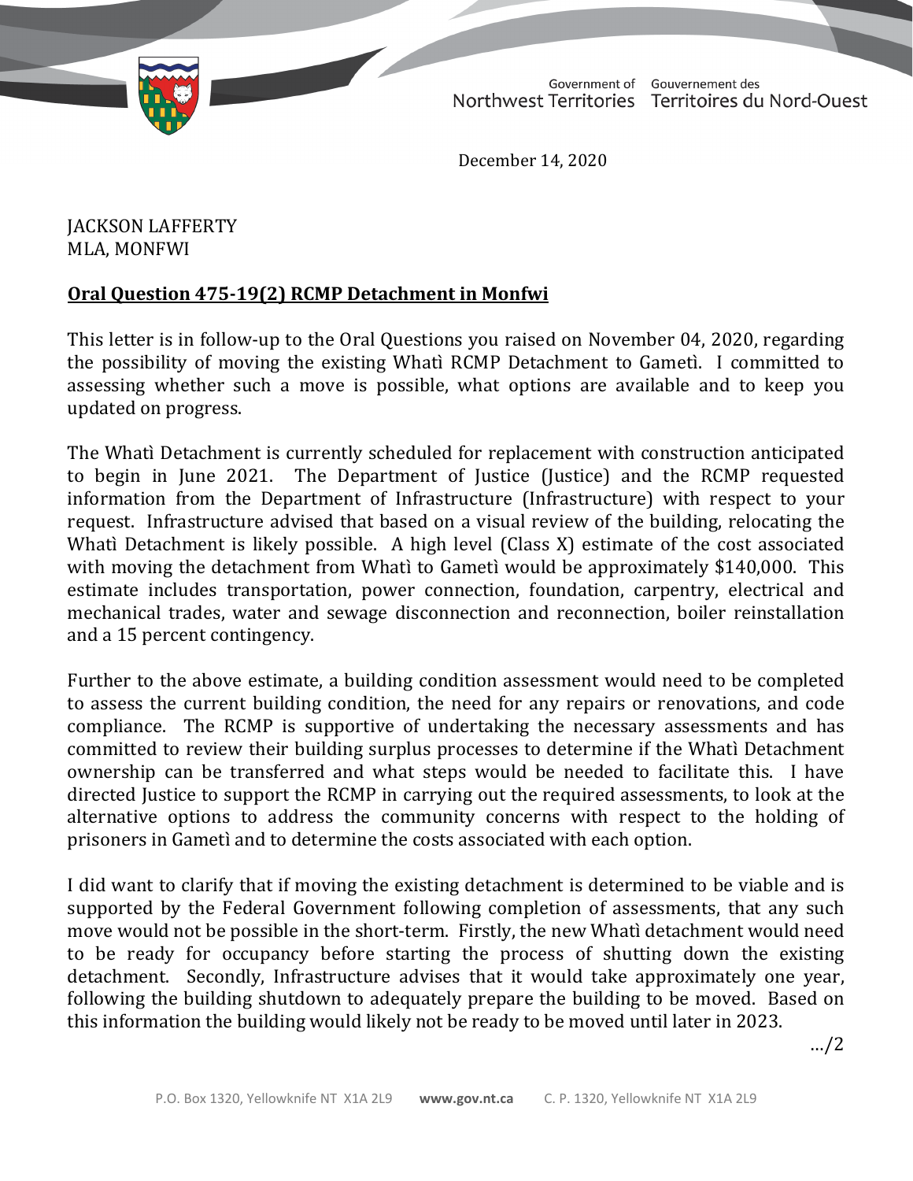December 14, 2020

JACKSON LAFFERTY
MLA, MONFWI

**Oral Question 475-19(2) RCMP Detachment in Monfwi**

This letter is in follow-up to the Oral Questions you raised on November 04, 2020, regarding the possibility of moving the existing Whatì RCMP Detachment to Gametì. I committed to assessing whether such a move is possible, what options are available and to keep you updated on progress.

The Whatì Detachment is currently scheduled for replacement with construction anticipated to begin in June 2021. The Department of Justice (Justice) and the RCMP requested information from the Department of Infrastructure (Infrastructure) with respect to your request. Infrastructure advised that based on a visual review of the building, relocating the Whatì Detachment is likely possible. A high level (Class X) estimate of the cost associated with moving the detachment from Whatì to Gametì would be approximately $140,000. This estimate includes transportation, power connection, foundation, carpentry, electrical and mechanical trades, water and sewage disconnection and reconnection, boiler reinstallation and a 15 percent contingency.

Further to the above estimate, a building condition assessment would need to be completed to assess the current building condition, the need for any repairs or renovations, and code compliance. The RCMP is supportive of undertaking the necessary assessments and has committed to review their building surplus processes to determine if the Whatì Detachment ownership can be transferred and what steps would be needed to facilitate this. I have directed Justice to support the RCMP in carrying out the required assessments, to look at the alternative options to address the community concerns with respect to the holding of prisoners in Gametì and to determine the costs associated with each option.

I did want to clarify that if moving the existing detachment is determined to be viable and is supported by the Federal Government following completion of assessments, that any such move would not be possible in the short-term. Firstly, the new Whatì detachment would need to be ready for occupancy before starting the process of shutting down the existing detachment. Secondly, Infrastructure advises that it would take approximately one year, following the building shutdown to adequately prepare the building to be moved. Based on this information the building would likely not be ready to be moved until later in 2023.

.../2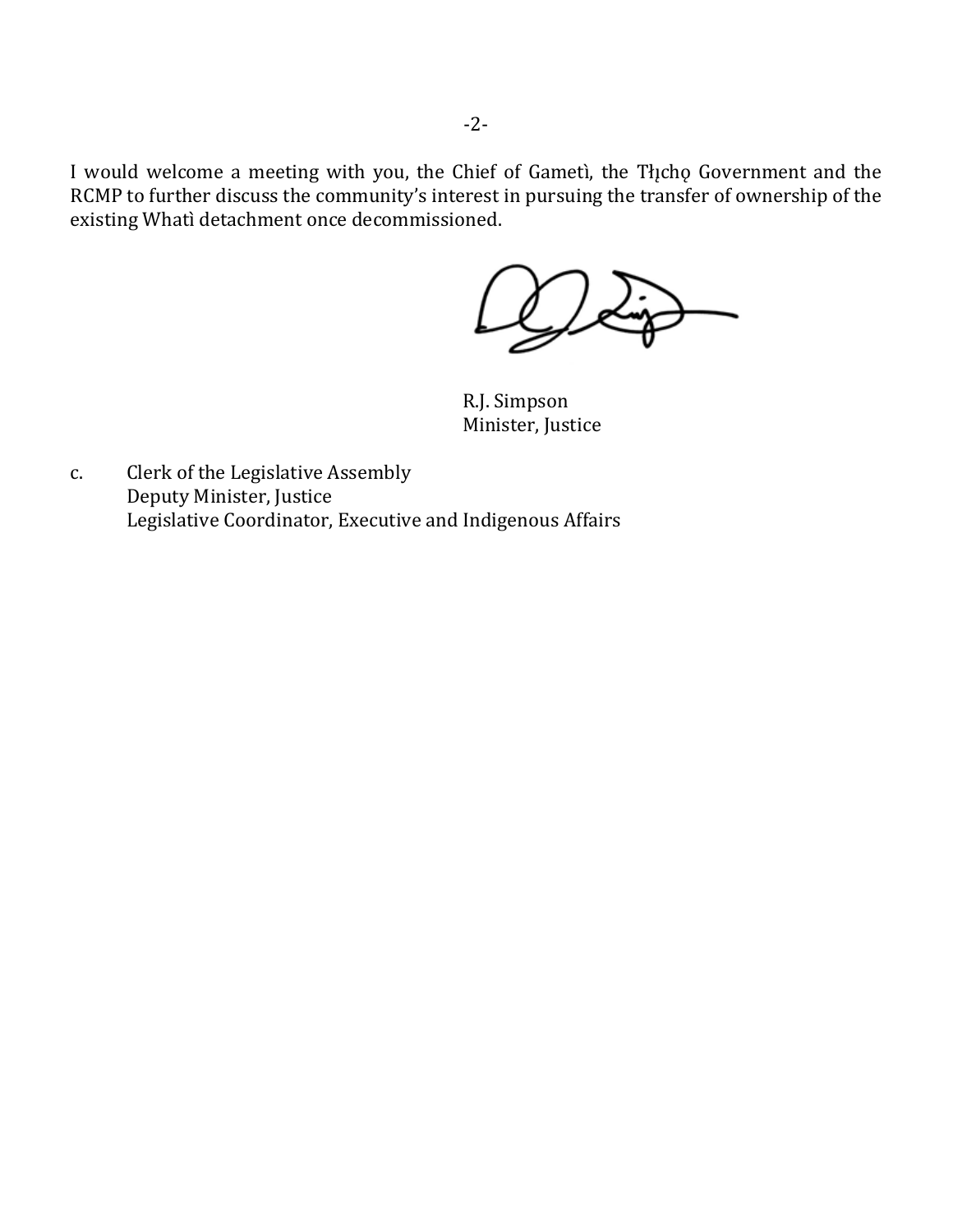I would welcome a meeting with you, the Chief of Gametì, the Tłı̨chǫ Government and the RCMP to further discuss the community's interest in pursuing the transfer of ownership of the existing Whatì detachment once decommissioned.

R.J. Simpson
Minister, Justice

c. Clerk of the Legislative Assembly
Deputy Minister, Justice
Legislative Coordinator, Executive and Indigenous Affairs